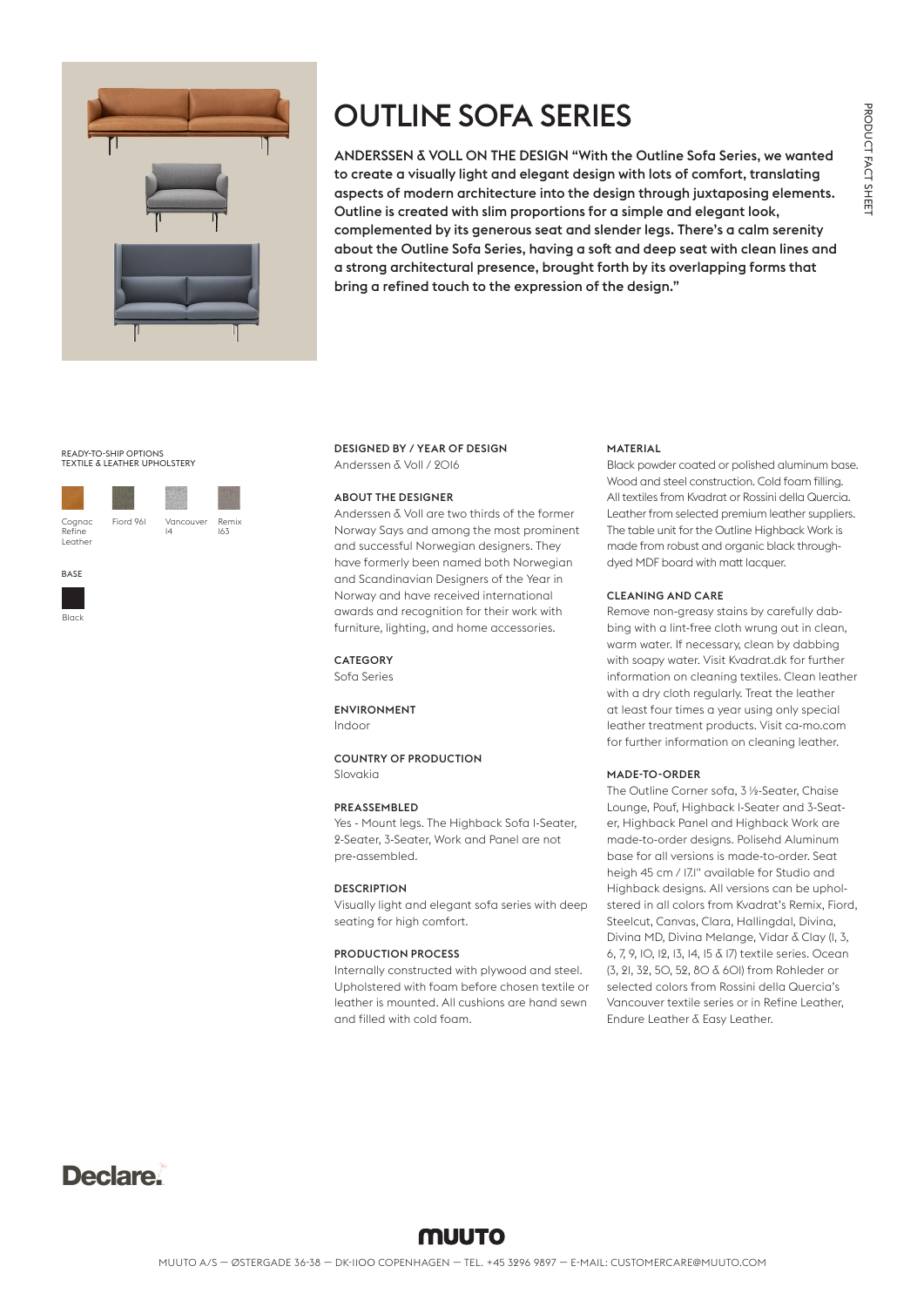# OUTLINE SOFA SERIES

**ANDERSSEN & VOLL ON THE DESIGN "With the Outline Sofa Series, we wanted to create a visually light and elegant design with lots of comfort, translating aspects of modern architecture into the design through juxtaposing elements. Outline is created with slim proportions for a simple and elegant look, complemented by its generous seat and slender legs. There's a calm serenity about the Outline Sofa Series, having a soft and deep seat with clean lines and a strong architectural presence, brought forth by its overlapping forms that bring a refined touch to the expression of the design."**

READY-TO-SHIP OPTIONS
TEXTILE & LEATHER UPHOLSTERY

Cognac Refine Leather | Fiord 961 | Vancouver 14 | Remix 163

BASE

Black

### DESIGNED BY / YEAR OF DESIGN
Anderssen & Voll / 2016

### ABOUT THE DESIGNER
Anderssen & Voll are two thirds of the former Norway Says and among the most prominent and successful Norwegian designers. They have formerly been named both Norwegian and Scandinavian Designers of the Year in Norway and have received international awards and recognition for their work with furniture, lighting, and home accessories.

### CATEGORY
Sofa Series

### ENVIRONMENT
Indoor

### COUNTRY OF PRODUCTION
Slovakia

### PREASSEMBLED
Yes - Mount legs. The Highback Sofa 1-Seater, 2-Seater, 3-Seater, Work and Panel are not pre-assembled.

### DESCRIPTION
Visually light and elegant sofa series with deep seating for high comfort.

### PRODUCTION PROCESS
Internally constructed with plywood and steel. Upholstered with foam before chosen textile or leather is mounted. All cushions are hand sewn and filled with cold foam.

### MATERIAL
Black powder coated or polished aluminum base. Wood and steel construction. Cold foam filling. All textiles from Kvadrat or Rossini della Quercia. Leather from selected premium leather suppliers. The table unit for the Outline Highback Work is made from robust and organic black through-dyed MDF board with matt lacquer.

### CLEANING AND CARE
Remove non-greasy stains by carefully dabbing with a lint-free cloth wrung out in clean, warm water. If necessary, clean by dabbing with soapy water. Visit Kvadrat.dk for further information on cleaning textiles. Clean leather with a dry cloth regularly. Treat the leather at least four times a year using only special leather treatment products. Visit ca-mo.com for further information on cleaning leather.

### MADE-TO-ORDER
The Outline Corner sofa, 3 ½-Seater, Chaise Lounge, Pouf, Highback 1-Seater and 3-Seater, Highback Panel and Highback Work are made-to-order designs. Polisehd Aluminum base for all versions is made-to-order. Seat heigh 45 cm / 17.1" available for Studio and Highback designs. All versions can be upholstered in all colors from Kvadrat's Remix, Fiord, Steelcut, Canvas, Clara, Hallingdal, Divina, Divina MD, Divina Melange, Vidar & Clay (1, 3, 6, 7, 9, 10, 12, 13, 14, 15 & 17) textile series. Ocean (3, 21, 32, 50, 52, 80 & 601) from Rohleder or selected colors from Rossini della Quercia's Vancouver textile series or in Refine Leather, Endure Leather & Easy Leather.

Declare.

MUUTO

MUUTO A/S — ØSTERGADE 36-38 — DK-1100 COPENHAGEN — TEL. +45 3296 9897 — E-MAIL: CUSTOMERCARE@MUUTO.COM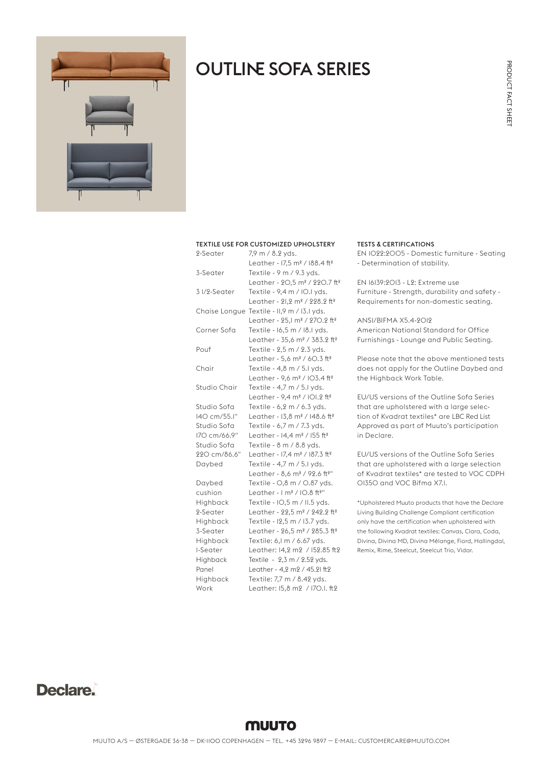# OUTLINE SOFA SERIES

PRODUCT FACT SHEET

### TEXTILE USE FOR CUSTOMIZED UPHOLSTERY

| Model | Textile / Leather |
| --- | --- |
| 2-Seater | 7,9 m / 8.2 yds.<br>Leather - 17,5 m² / 188.4 ft² |
| 3-Seater | Textile - 9 m / 9.3 yds.<br>Leather - 20,5 m² / 220.7 ft² |
| 3 1/2-Seater | Textile - 9,4 m / 10.1 yds.<br>Leather - 21,2 m² / 228.2 ft² |
| Chaise Longue | Textile - 11,9 m / 13.1 yds.<br>Leather - 25,1 m² / 270.2 ft² |
| Corner Sofa | Textile - 16,5 m / 18.1 yds.<br>Leather - 35,6 m² / 383.2 ft² |
| Pouf | Textile - 2,5 m / 2.3 yds.<br>Leather - 5,6 m² / 60.3 ft² |
| Chair | Textile - 4,8 m / 5.1 yds.<br>Leather - 9,6 m² / 103.4 ft² |
| Studio Chair | Textile - 4,7 m / 5.1 yds.<br>Leather - 9,4 m² / 101.2 ft² |
| Studio Sofa 140 cm/55.1" | Textile - 6,2 m / 6.3 yds.<br>Leather - 13,8 m² / 148.6 ft² |
| Studio Sofa 170 cm/66.9" | Textile - 6,7 m / 7.3 yds.<br>Leather - 14,4 m² / 155 ft² |
| Studio Sofa 220 cm/86.6" | Textile - 8 m / 8.8 yds.<br>Leather - 17,4 m² / 187.3 ft² |
| Daybed | Textile - 4,7 m / 5.1 yds.<br>Leather - 8,6 m² / 92.6 ft²" |
| Daybed cushion | Textile - 0,8 m / 0.87 yds.<br>Leather - 1 m² / 10.8 ft²" |
| Highback 2-Seater | Textile - 10,5 m / 11.5 yds.<br>Leather - 22,5 m² / 242.2 ft² |
| Highback 3-Seater | Textile - 12,5 m / 13.7 yds.<br>Leather - 26,5 m² / 285.3 ft² |
| Highback 1-Seater | Textile: 6,1 m / 6.67 yds.<br>Leather: 14,2 m2 / 152.85 ft2 |
| Highback Panel | Textile - 2,3 m / 2.52 yds.<br>Leather - 4,2 m2 / 45.21 ft2 |
| Highback Work | Textile: 7,7 m / 8.42 yds.<br>Leather: 15,8 m2 / 170.1. ft2 |

### TESTS & CERTIFICATIONS

EN 1022:2005 - Domestic furniture - Seating - Determination of stability.

EN 16139:2013 - L2: Extreme use
Furniture - Strength, durability and safety - Requirements for non-domestic seating.

ANSI/BIFMA X5.4-2012
American National Standard for Office Furnishings - Lounge and Public Seating.

Please note that the above mentioned tests does not apply for the Outline Daybed and the Highback Work Table.

EU/US versions of the Outline Sofa Series that are upholstered with a large selection of Kvadrat textiles* are LBC Red List Approved as part of Muuto's participation in Declare.

EU/US versions of the Outline Sofa Series that are upholstered with a large selection of Kvadrat textiles* are tested to VOC CDPH 01350 and VOC Bifma X7.1.

*Upholstered Muuto products that have the Declare Living Building Challenge Compliant certification only have the certification when upholstered with the following Kvadrat textiles: Canvas, Clara, Coda, Divina, Divina MD, Divina Mélange, Fiord, Hallingdal, Remix, Rime, Steelcut, Steelcut Trio, Vidar.

Declare.

MUUTO

MUUTO A/S — ØSTERGADE 36-38 — DK-1100 COPENHAGEN — TEL. +45 3296 9897 — E-MAIL: CUSTOMERCARE@MUUTO.COM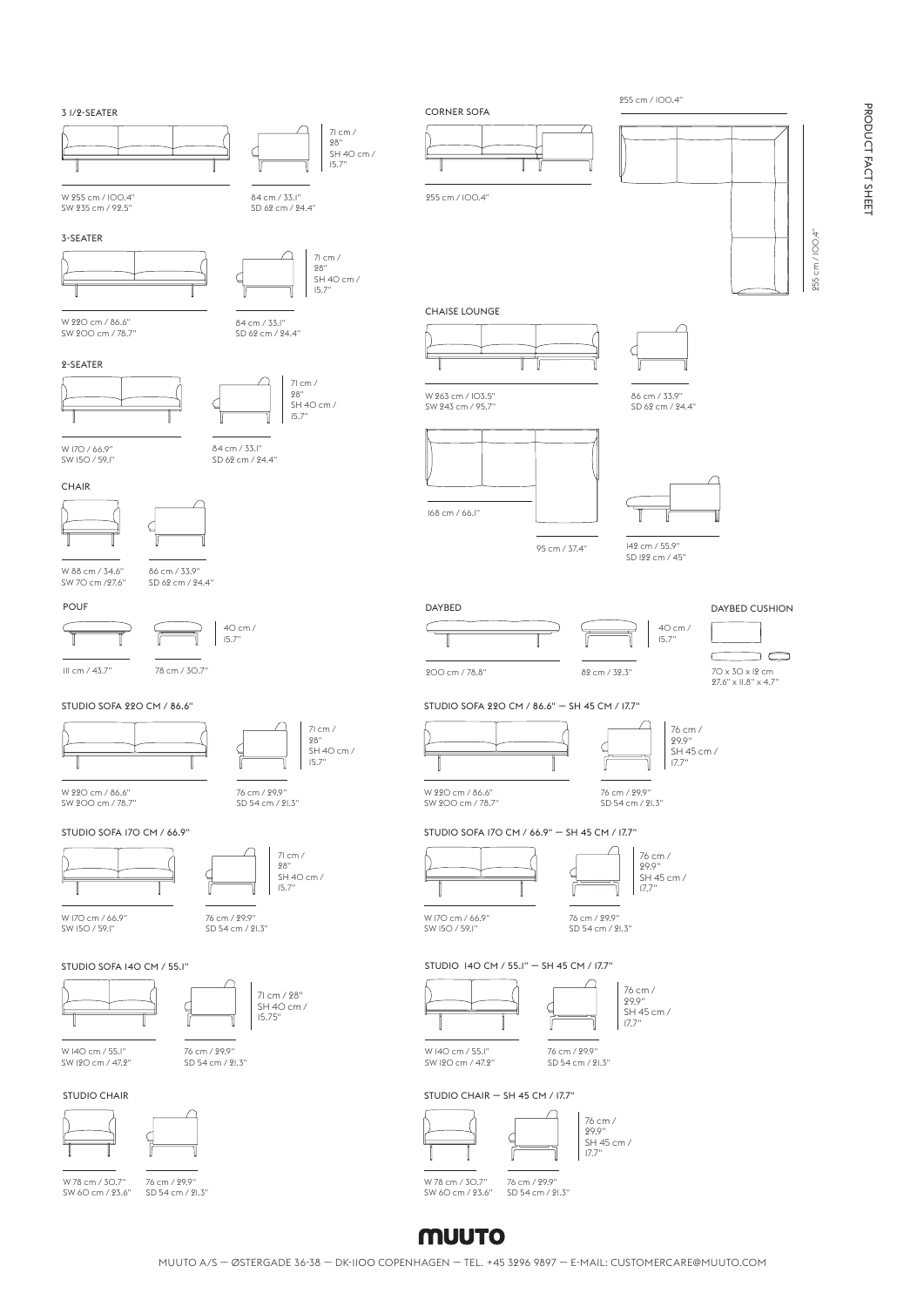## 3 1/2-SEATER

W 255 cm / 100.4"
SW 235 cm / 92.5"

84 cm / 33.1"
SD 62 cm / 24.4"

71 cm / 28"
SH 40 cm / 15.7"

## 3-SEATER

W 220 cm / 86.6"
SW 200 cm / 78.7"

84 cm / 33.1"
SD 62 cm / 24.4"

71 cm / 28"
SH 40 cm / 15.7"

## 2-SEATER

W 170 / 66.9"
SW 150 / 59.1"

84 cm / 33.1"
SD 62 cm / 24.4"

71 cm / 28"
SH 40 cm / 15.7"

## CHAIR

W 88 cm / 34.6"
SW 70 cm /27.6"

86 cm / 33.9"
SD 62 cm / 24.4"

## POUF

111 cm / 43.7"

78 cm / 30.7"

40 cm / 15.7"

## STUDIO SOFA 220 CM / 86.6"

W 220 cm / 86.6"
SW 200 cm / 78.7"

76 cm / 29.9"
SD 54 cm / 21.3"

71 cm / 28"
SH 40 cm / 15.7"

## STUDIO SOFA 170 CM / 66.9"

W 170 cm / 66.9"
SW 150 / 59.1"

76 cm / 29.9"
SD 54 cm / 21.3"

71 cm / 28"
SH 40 cm / 15.7"

## STUDIO SOFA 140 CM / 55.1"

W 140 cm / 55.1"
SW 120 cm / 47.2"

76 cm / 29.9"
SD 54 cm / 21.3"

71 cm / 28"
SH 40 cm / 15.75"

## STUDIO CHAIR

W 78 cm / 30.7"
SW 60 cm / 23.6"

76 cm / 29.9"
SD 54 cm / 21.3"

## CORNER SOFA

255 cm / 100.4"

255 cm / 100.4"

255 cm / 100.4"

## CHAISE LOUNGE

W 263 cm / 103.5"
SW 243 cm / 95.7"

86 cm / 33.9"
SD 62 cm / 24.4"

168 cm / 66.1"

95 cm / 37.4"

142 cm / 55.9"
SD 122 cm / 45"

## DAYBED

200 cm / 78.8"

82 cm / 32.3"

40 cm / 15.7"

## DAYBED CUSHION

70 x 30 x 12 cm
27.6" x 11.8" x 4.7"

## STUDIO SOFA 220 CM / 86.6" — SH 45 CM / 17.7"

W 220 cm / 86.6"
SW 200 cm / 78.7"

76 cm / 29.9"
SD 54 cm / 21.3"

76 cm / 29.9"
SH 45 cm / 17.7"

## STUDIO SOFA 170 CM / 66.9" — SH 45 CM / 17.7"

W 170 cm / 66.9"
SW 150 / 59.1"

76 cm / 29.9"
SD 54 cm / 21.3"

76 cm / 29.9"
SH 45 cm / 17.7"

## STUDIO 140 CM / 55.1" — SH 45 CM / 17.7"

W 140 cm / 55.1"
SW 120 cm / 47.2"

76 cm / 29.9"
SD 54 cm / 21.3"

76 cm / 29.9"
SH 45 cm / 17.7"

## STUDIO CHAIR — SH 45 CM / 17.7"

W 78 cm / 30.7"
SW 60 cm / 23.6"

76 cm / 29.9"
SD 54 cm / 21.3"

76 cm / 29.9"
SH 45 cm / 17.7"

PRODUCT FACT SHEET

MUUTO

MUUTO A/S — ØSTERGADE 36-38 — DK-1100 COPENHAGEN — TEL. +45 3296 9897 — E-MAIL: CUSTOMERCARE@MUUTO.COM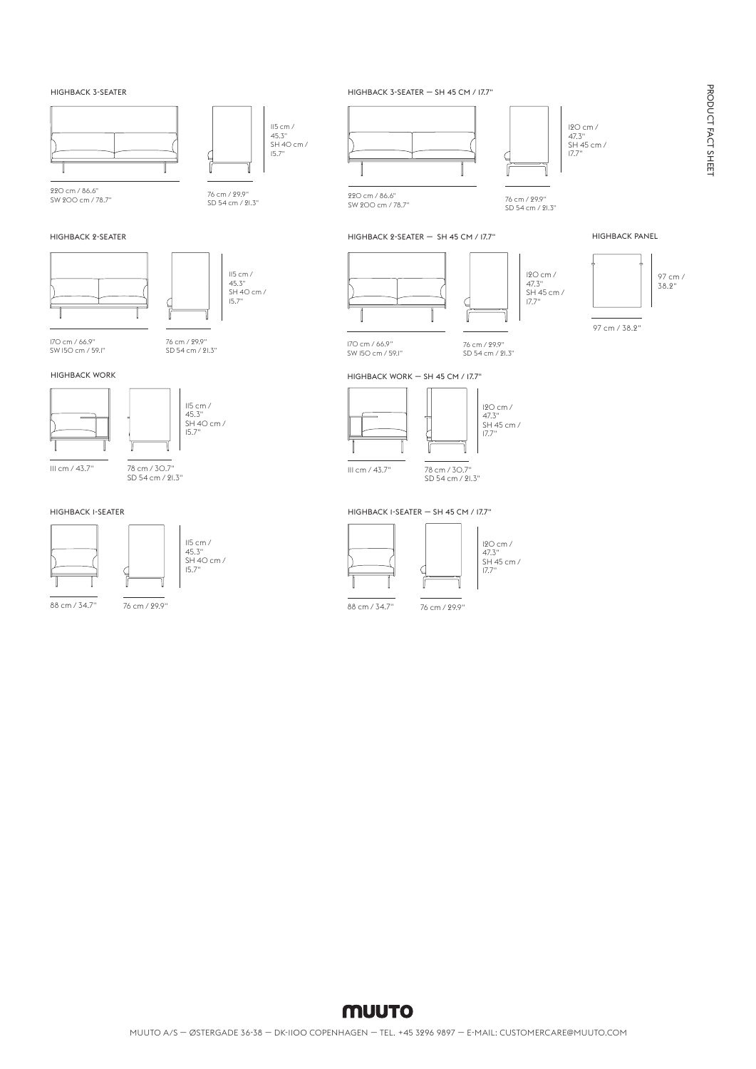## HIGHBACK 3-SEATER

115 cm / 45.3"
SH 40 cm / 15.7"

220 cm / 86.6"
SW 200 cm / 78.7"

76 cm / 29.9"
SD 54 cm / 21.3"

## HIGHBACK 2-SEATER

115 cm / 45.3"
SH 40 cm / 15.7"

170 cm / 66.9"
SW 150 cm / 59.1"

76 cm / 29.9"
SD 54 cm / 21.3"

## HIGHBACK WORK

115 cm / 45.3"
SH 40 cm / 15.7"

111 cm / 43.7"

78 cm / 30.7"
SD 54 cm / 21.3"

## HIGHBACK 1-SEATER

115 cm / 45.3"
SH 40 cm / 15.7"

88 cm / 34.7"

76 cm / 29.9"

## HIGHBACK 3-SEATER — SH 45 CM / 17.7"

120 cm / 47.3"
SH 45 cm / 17.7"

220 cm / 86.6"
SW 200 cm / 78.7"

76 cm / 29.9"
SD 54 cm / 21.3"

## HIGHBACK 2-SEATER — SH 45 CM / 17.7"

120 cm / 47.3"
SH 45 cm / 17.7"

170 cm / 66.9"
SW 150 cm / 59.1"

76 cm / 29.9"
SD 54 cm / 21.3"

## HIGHBACK PANEL

97 cm / 38.2"

97 cm / 38.2"

## HIGHBACK WORK — SH 45 CM / 17.7"

120 cm / 47.3"
SH 45 cm / 17.7"

111 cm / 43.7"

78 cm / 30.7"
SD 54 cm / 21.3"

## HIGHBACK 1-SEATER — SH 45 CM / 17.7"

120 cm / 47.3"
SH 45 cm / 17.7"

88 cm / 34.7"

76 cm / 29.9"

MUUTO

MUUTO A/S — ØSTERGADE 36-38 — DK-1100 COPENHAGEN — TEL. +45 3296 9897 — E-MAIL: CUSTOMERCARE@MUUTO.COM